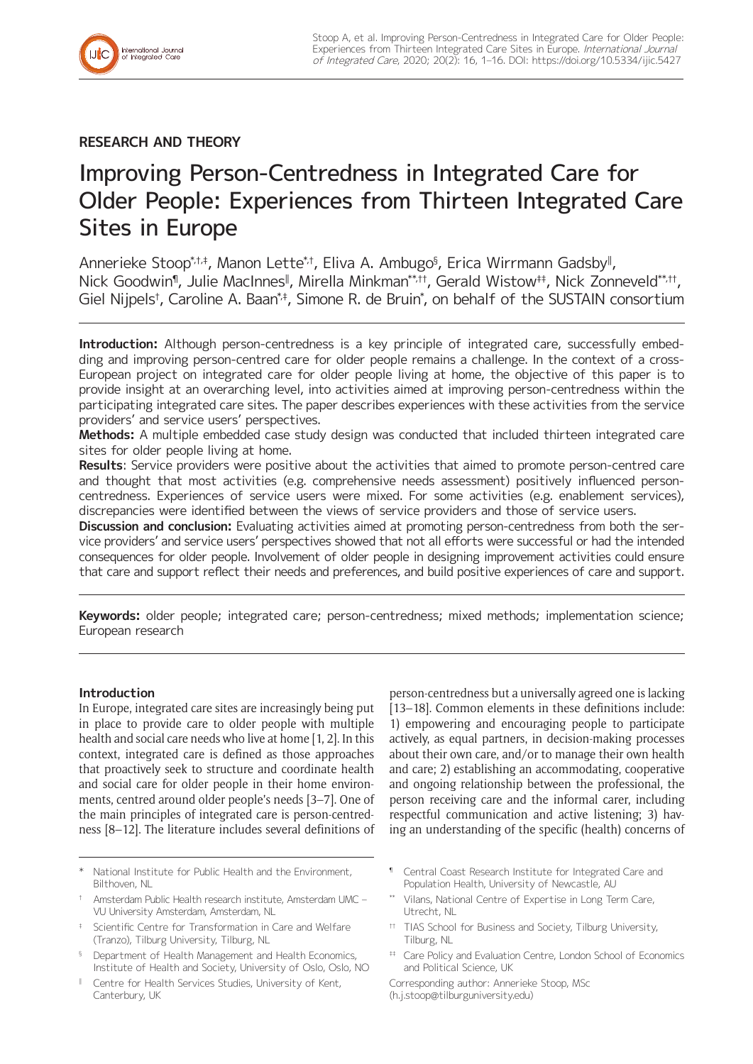## RESEARCH AND THEORY

# Improving Person-Centredness in Integrated Care for Older People: Experiences from Thirteen Integrated Care Sites in Europe

Annerieke Stoop[*,†,‡], Manon Lette[*,†], Eliva A. Ambugo[§], Erica Wirrmann Gadsby[‖], Nick Goodwin[¶], Julie MacInnes[‖], Mirella Minkman[**,††], Gerald Wistow[‡‡], Nick Zonneveld[**,††], Giel Nijpels[†], Caroline A. Baan[*,‡], Simone R. de Bruin[*], on behalf of the SUSTAIN consortium

**Introduction:** Although person-centredness is a key principle of integrated care, successfully embedding and improving person-centred care for older people remains a challenge. In the context of a cross-European project on integrated care for older people living at home, the objective of this paper is to provide insight at an overarching level, into activities aimed at improving person-centredness within the participating integrated care sites. The paper describes experiences with these activities from the service providers' and service users' perspectives.

**Methods:** A multiple embedded case study design was conducted that included thirteen integrated care sites for older people living at home.

**Results**: Service providers were positive about the activities that aimed to promote person-centred care and thought that most activities (e.g. comprehensive needs assessment) positively influenced person-centredness. Experiences of service users were mixed. For some activities (e.g. enablement services), discrepancies were identified between the views of service providers and those of service users.

**Discussion and conclusion:** Evaluating activities aimed at promoting person-centredness from both the service providers' and service users' perspectives showed that not all efforts were successful or had the intended consequences for older people. Involvement of older people in designing improvement activities could ensure that care and support reflect their needs and preferences, and build positive experiences of care and support.

**Keywords:** older people; integrated care; person-centredness; mixed methods; implementation science; European research

## Introduction

In Europe, integrated care sites are increasingly being put in place to provide care to older people with multiple health and social care needs who live at home [1, 2]. In this context, integrated care is defined as those approaches that proactively seek to structure and coordinate health and social care for older people in their home environments, centred around older people's needs [3–7]. One of the main principles of integrated care is person-centredness [8–12]. The literature includes several definitions of person-centredness but a universally agreed one is lacking [13–18]. Common elements in these definitions include: 1) empowering and encouraging people to participate actively, as equal partners, in decision-making processes about their own care, and/or to manage their own health and care; 2) establishing an accommodating, cooperative and ongoing relationship between the professional, the person receiving care and the informal carer, including respectful communication and active listening; 3) having an understanding of the specific (health) concerns of

[*] National Institute for Public Health and the Environment, Bilthoven, NL

[†] Amsterdam Public Health research institute, Amsterdam UMC – VU University Amsterdam, Amsterdam, NL

[‡] Scientific Centre for Transformation in Care and Welfare (Tranzo), Tilburg University, Tilburg, NL

[§] Department of Health Management and Health Economics, Institute of Health and Society, University of Oslo, Oslo, NO

[‖] Centre for Health Services Studies, University of Kent, Canterbury, UK

[¶] Central Coast Research Institute for Integrated Care and Population Health, University of Newcastle, AU

[**] Vilans, National Centre of Expertise in Long Term Care, Utrecht, NL

[††] TIAS School for Business and Society, Tilburg University, Tilburg, NL

[‡‡] Care Policy and Evaluation Centre, London School of Economics and Political Science, UK

Corresponding author: Annerieke Stoop, MSc (h.j.stoop@tilburguniversity.edu)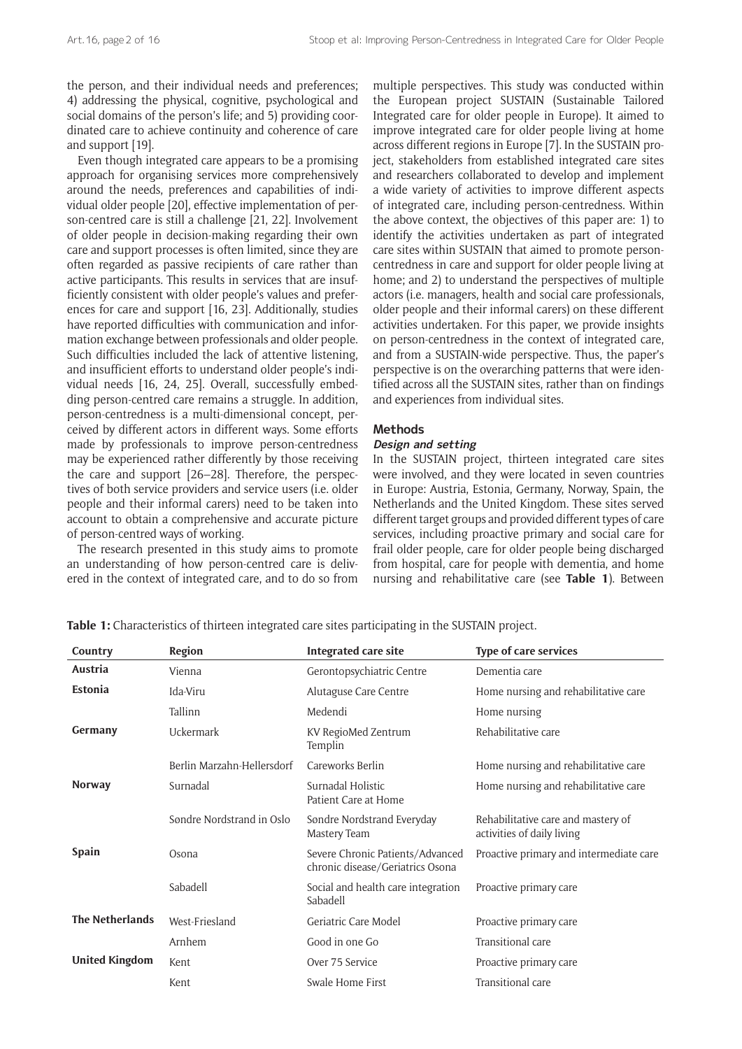the person, and their individual needs and preferences; 4) addressing the physical, cognitive, psychological and social domains of the person's life; and 5) providing coordinated care to achieve continuity and coherence of care and support [19].

Even though integrated care appears to be a promising approach for organising services more comprehensively around the needs, preferences and capabilities of individual older people [20], effective implementation of person-centred care is still a challenge [21, 22]. Involvement of older people in decision-making regarding their own care and support processes is often limited, since they are often regarded as passive recipients of care rather than active participants. This results in services that are insufficiently consistent with older people's values and preferences for care and support [16, 23]. Additionally, studies have reported difficulties with communication and information exchange between professionals and older people. Such difficulties included the lack of attentive listening, and insufficient efforts to understand older people's individual needs [16, 24, 25]. Overall, successfully embedding person-centred care remains a struggle. In addition, person-centredness is a multi-dimensional concept, perceived by different actors in different ways. Some efforts made by professionals to improve person-centredness may be experienced rather differently by those receiving the care and support [26–28]. Therefore, the perspectives of both service providers and service users (i.e. older people and their informal carers) need to be taken into account to obtain a comprehensive and accurate picture of person-centred ways of working.

The research presented in this study aims to promote an understanding of how person-centred care is delivered in the context of integrated care, and to do so from multiple perspectives. This study was conducted within the European project SUSTAIN (Sustainable Tailored Integrated care for older people in Europe). It aimed to improve integrated care for older people living at home across different regions in Europe [7]. In the SUSTAIN project, stakeholders from established integrated care sites and researchers collaborated to develop and implement a wide variety of activities to improve different aspects of integrated care, including person-centredness. Within the above context, the objectives of this paper are: 1) to identify the activities undertaken as part of integrated care sites within SUSTAIN that aimed to promote person-centredness in care and support for older people living at home; and 2) to understand the perspectives of multiple actors (i.e. managers, health and social care professionals, older people and their informal carers) on these different activities undertaken. For this paper, we provide insights on person-centredness in the context of integrated care, and from a SUSTAIN-wide perspective. Thus, the paper's perspective is on the overarching patterns that were identified across all the SUSTAIN sites, rather than on findings and experiences from individual sites.

## Methods

### *Design and setting*

In the SUSTAIN project, thirteen integrated care sites were involved, and they were located in seven countries in Europe: Austria, Estonia, Germany, Norway, Spain, the Netherlands and the United Kingdom. These sites served different target groups and provided different types of care services, including proactive primary and social care for frail older people, care for older people being discharged from hospital, care for people with dementia, and home nursing and rehabilitative care (see **Table 1**). Between

**Table 1:** Characteristics of thirteen integrated care sites participating in the SUSTAIN project.

| Country | Region | Integrated care site | Type of care services |
|---|---|---|---|
| **Austria** | Vienna | Gerontopsychiatric Centre | Dementia care |
| **Estonia** | Ida-Viru | Alutaguse Care Centre | Home nursing and rehabilitative care |
| | Tallinn | Medendi | Home nursing |
| **Germany** | Uckermark | KV RegioMed Zentrum Templin | Rehabilitative care |
| | Berlin Marzahn-Hellersdorf | Careworks Berlin | Home nursing and rehabilitative care |
| **Norway** | Surnadal | Surnadal Holistic Patient Care at Home | Home nursing and rehabilitative care |
| | Søndre Nordstrand in Oslo | Søndre Nordstrand Everyday Mastery Team | Rehabilitative care and mastery of activities of daily living |
| **Spain** | Osona | Severe Chronic Patients/Advanced chronic disease/Geriatrics Osona | Proactive primary and intermediate care |
| | Sabadell | Social and health care integration Sabadell | Proactive primary care |
| **The Netherlands** | West-Friesland | Geriatric Care Model | Proactive primary care |
| | Arnhem | Good in one Go | Transitional care |
| **United Kingdom** | Kent | Over 75 Service | Proactive primary care |
| | Kent | Swale Home First | Transitional care |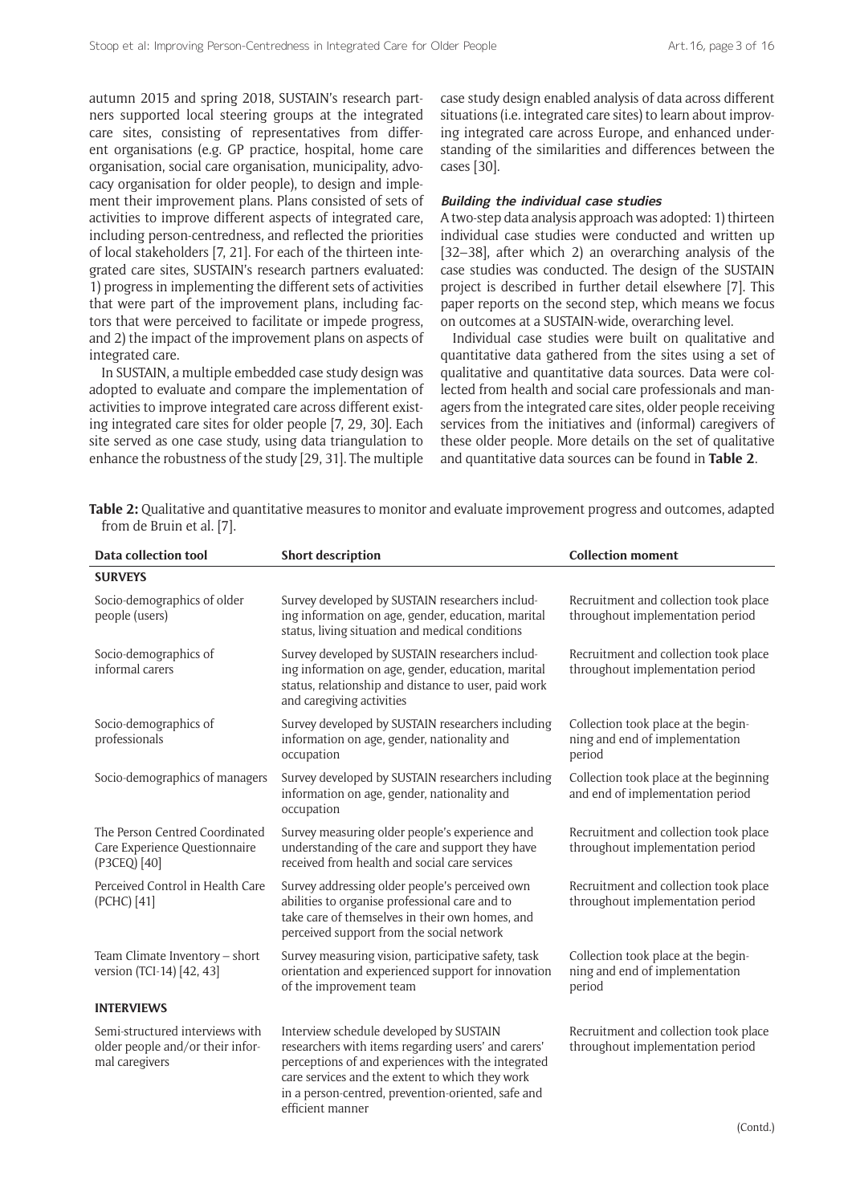autumn 2015 and spring 2018, SUSTAIN's research partners supported local steering groups at the integrated care sites, consisting of representatives from different organisations (e.g. GP practice, hospital, home care organisation, social care organisation, municipality, advocacy organisation for older people), to design and implement their improvement plans. Plans consisted of sets of activities to improve different aspects of integrated care, including person-centredness, and reflected the priorities of local stakeholders [7, 21]. For each of the thirteen integrated care sites, SUSTAIN's research partners evaluated: 1) progress in implementing the different sets of activities that were part of the improvement plans, including factors that were perceived to facilitate or impede progress, and 2) the impact of the improvement plans on aspects of integrated care.

In SUSTAIN, a multiple embedded case study design was adopted to evaluate and compare the implementation of activities to improve integrated care across different existing integrated care sites for older people [7, 29, 30]. Each site served as one case study, using data triangulation to enhance the robustness of the study [29, 31]. The multiple case study design enabled analysis of data across different situations (i.e. integrated care sites) to learn about improving integrated care across Europe, and enhanced understanding of the similarities and differences between the cases [30].

### *Building the individual case studies*

A two-step data analysis approach was adopted: 1) thirteen individual case studies were conducted and written up [32–38], after which 2) an overarching analysis of the case studies was conducted. The design of the SUSTAIN project is described in further detail elsewhere [7]. This paper reports on the second step, which means we focus on outcomes at a SUSTAIN-wide, overarching level.

Individual case studies were built on qualitative and quantitative data gathered from the sites using a set of qualitative and quantitative data sources. Data were collected from health and social care professionals and managers from the integrated care sites, older people receiving services from the initiatives and (informal) caregivers of these older people. More details on the set of qualitative and quantitative data sources can be found in **Table 2**.

**Table 2:** Qualitative and quantitative measures to monitor and evaluate improvement progress and outcomes, adapted from de Bruin et al. [7].

| Data collection tool | Short description | Collection moment |
|---|---|---|
| **SURVEYS** | | |
| Socio-demographics of older people (users) | Survey developed by SUSTAIN researchers including information on age, gender, education, marital status, living situation and medical conditions | Recruitment and collection took place throughout implementation period |
| Socio-demographics of informal carers | Survey developed by SUSTAIN researchers including information on age, gender, education, marital status, relationship and distance to user, paid work and caregiving activities | Recruitment and collection took place throughout implementation period |
| Socio-demographics of professionals | Survey developed by SUSTAIN researchers including information on age, gender, nationality and occupation | Collection took place at the beginning and end of implementation period |
| Socio-demographics of managers | Survey developed by SUSTAIN researchers including information on age, gender, nationality and occupation | Collection took place at the beginning and end of implementation period |
| The Person Centred Coordinated Care Experience Questionnaire (P3CEQ) [40] | Survey measuring older people's experience and understanding of the care and support they have received from health and social care services | Recruitment and collection took place throughout implementation period |
| Perceived Control in Health Care (PCHC) [41] | Survey addressing older people's perceived own abilities to organise professional care and to take care of themselves in their own homes, and perceived support from the social network | Recruitment and collection took place throughout implementation period |
| Team Climate Inventory – short version (TCI-14) [42, 43] | Survey measuring vision, participative safety, task orientation and experienced support for innovation of the improvement team | Collection took place at the beginning and end of implementation period |
| **INTERVIEWS** | | |
| Semi-structured interviews with older people and/or their informal caregivers | Interview schedule developed by SUSTAIN researchers with items regarding users' and carers' perceptions of and experiences with the integrated care services and the extent to which they work in a person-centred, prevention-oriented, safe and efficient manner | Recruitment and collection took place throughout implementation period |

(Contd.)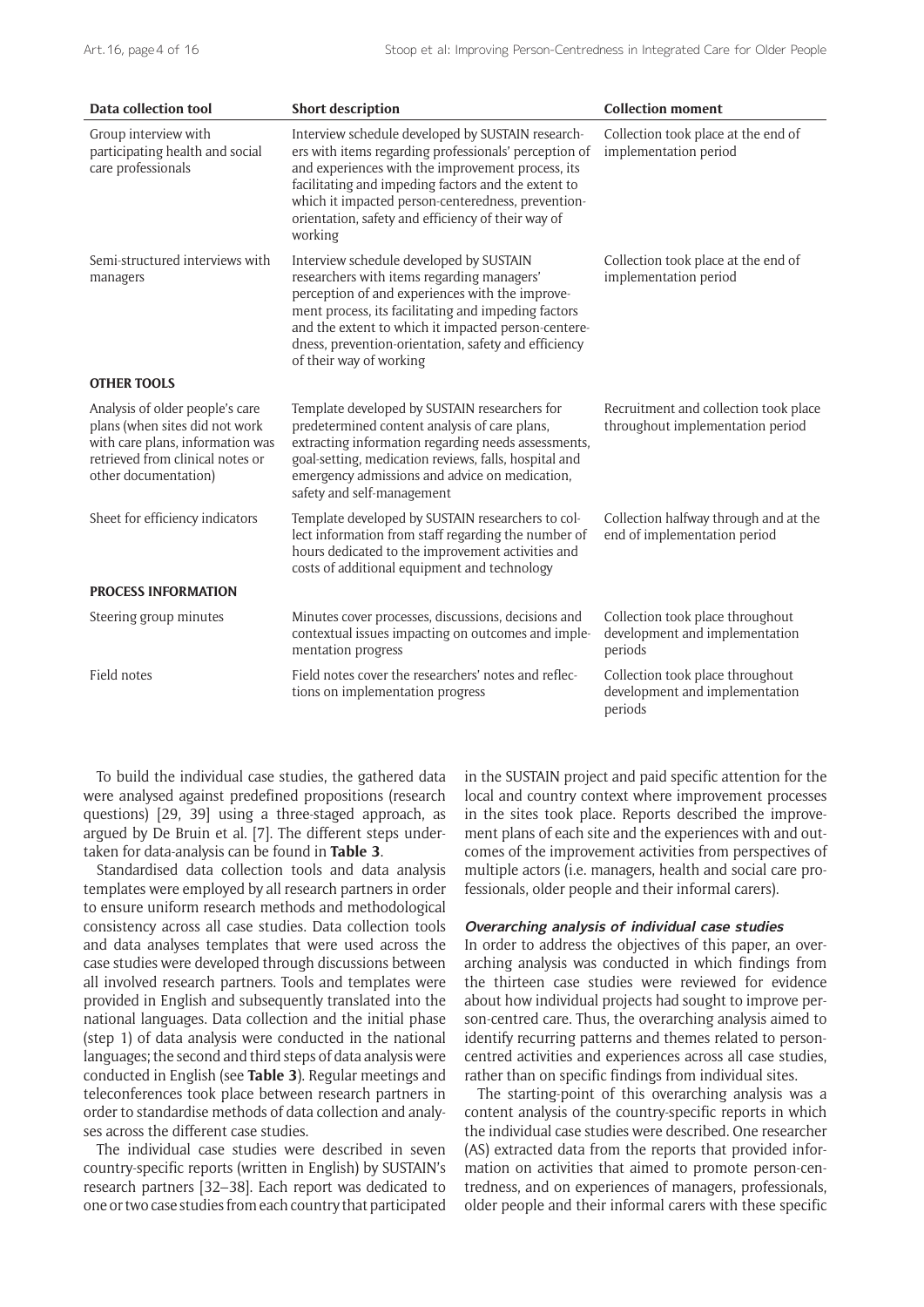| Data collection tool | Short description | Collection moment |
|---|---|---|
| Group interview with participating health and social care professionals | Interview schedule developed by SUSTAIN researchers with items regarding professionals' perception of and experiences with the improvement process, its facilitating and impeding factors and the extent to which it impacted person-centeredness, prevention-orientation, safety and efficiency of their way of working | Collection took place at the end of implementation period |
| Semi-structured interviews with managers | Interview schedule developed by SUSTAIN researchers with items regarding managers' perception of and experiences with the improvement process, its facilitating and impeding factors and the extent to which it impacted person-centeredness, prevention-orientation, safety and efficiency of their way of working | Collection took place at the end of implementation period |
| **OTHER TOOLS** | | |
| Analysis of older people's care plans (when sites did not work with care plans, information was retrieved from clinical notes or other documentation) | Template developed by SUSTAIN researchers for predetermined content analysis of care plans, extracting information regarding needs assessments, goal-setting, medication reviews, falls, hospital and emergency admissions and advice on medication, safety and self-management | Recruitment and collection took place throughout implementation period |
| Sheet for efficiency indicators | Template developed by SUSTAIN researchers to collect information from staff regarding the number of hours dedicated to the improvement activities and costs of additional equipment and technology | Collection halfway through and at the end of implementation period |
| **PROCESS INFORMATION** | | |
| Steering group minutes | Minutes cover processes, discussions, decisions and contextual issues impacting on outcomes and implementation progress | Collection took place throughout development and implementation periods |
| Field notes | Field notes cover the researchers' notes and reflections on implementation progress | Collection took place throughout development and implementation periods |

To build the individual case studies, the gathered data were analysed against predefined propositions (research questions) [29, 39] using a three-staged approach, as argued by De Bruin et al. [7]. The different steps undertaken for data-analysis can be found in **Table 3**.

Standardised data collection tools and data analysis templates were employed by all research partners in order to ensure uniform research methods and methodological consistency across all case studies. Data collection tools and data analyses templates that were used across the case studies were developed through discussions between all involved research partners. Tools and templates were provided in English and subsequently translated into the national languages. Data collection and the initial phase (step 1) of data analysis were conducted in the national languages; the second and third steps of data analysis were conducted in English (see **Table 3**). Regular meetings and teleconferences took place between research partners in order to standardise methods of data collection and analyses across the different case studies.

The individual case studies were described in seven country-specific reports (written in English) by SUSTAIN's research partners [32–38]. Each report was dedicated to one or two case studies from each country that participated in the SUSTAIN project and paid specific attention for the local and country context where improvement processes in the sites took place. Reports described the improvement plans of each site and the experiences with and outcomes of the improvement activities from perspectives of multiple actors (i.e. managers, health and social care professionals, older people and their informal carers).

#### *Overarching analysis of individual case studies*

In order to address the objectives of this paper, an overarching analysis was conducted in which findings from the thirteen case studies were reviewed for evidence about how individual projects had sought to improve person-centred care. Thus, the overarching analysis aimed to identify recurring patterns and themes related to person-centred activities and experiences across all case studies, rather than on specific findings from individual sites.

The starting-point of this overarching analysis was a content analysis of the country-specific reports in which the individual case studies were described. One researcher (AS) extracted data from the reports that provided information on activities that aimed to promote person-centredness, and on experiences of managers, professionals, older people and their informal carers with these specific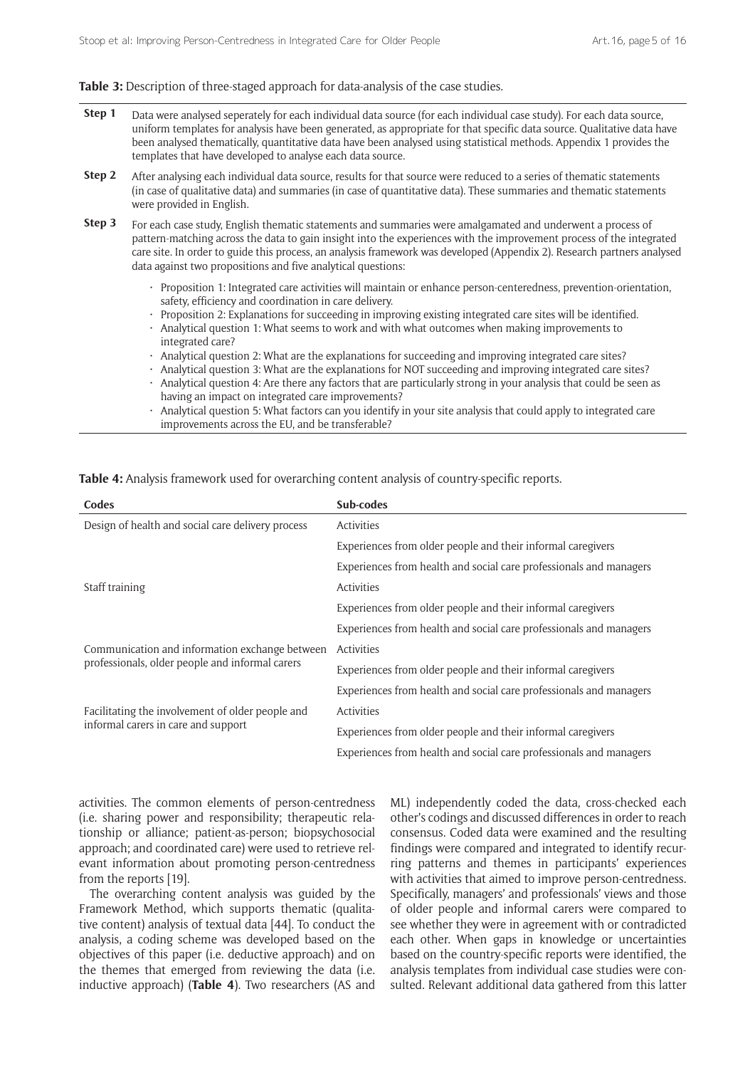**Table 3:** Description of three-staged approach for data-analysis of the case studies.

| | |
|---|---|
| **Step 1** | Data were analysed seperately for each individual data source (for each individual case study). For each data source, uniform templates for analysis have been generated, as appropriate for that specific data source. Qualitative data have been analysed thematically, quantitative data have been analysed using statistical methods. Appendix 1 provides the templates that have developed to analyse each data source. |
| **Step 2** | After analysing each individual data source, results for that source were reduced to a series of thematic statements (in case of qualitative data) and summaries (in case of quantitative data). These summaries and thematic statements were provided in English. |
| **Step 3** | For each case study, English thematic statements and summaries were amalgamated and underwent a process of pattern-matching across the data to gain insight into the experiences with the improvement process of the integrated care site. In order to guide this process, an analysis framework was developed (Appendix 2). Research partners analysed data against two propositions and five analytical questions:<br>· Proposition 1: Integrated care activities will maintain or enhance person-centeredness, prevention-orientation, safety, efficiency and coordination in care delivery.<br>· Proposition 2: Explanations for succeeding in improving existing integrated care sites will be identified.<br>· Analytical question 1: What seems to work and with what outcomes when making improvements to integrated care?<br>· Analytical question 2: What are the explanations for succeeding and improving integrated care sites?<br>· Analytical question 3: What are the explanations for NOT succeeding and improving integrated care sites?<br>· Analytical question 4: Are there any factors that are particularly strong in your analysis that could be seen as having an impact on integrated care improvements?<br>· Analytical question 5: What factors can you identify in your site analysis that could apply to integrated care improvements across the EU, and be transferable? |

**Table 4:** Analysis framework used for overarching content analysis of country-specific reports.

| Codes | Sub-codes |
|---|---|
| Design of health and social care delivery process | Activities |
| | Experiences from older people and their informal caregivers |
| | Experiences from health and social care professionals and managers |
| Staff training | Activities |
| | Experiences from older people and their informal caregivers |
| | Experiences from health and social care professionals and managers |
| Communication and information exchange between professionals, older people and informal carers | Activities |
| | Experiences from older people and their informal caregivers |
| | Experiences from health and social care professionals and managers |
| Facilitating the involvement of older people and informal carers in care and support | Activities |
| | Experiences from older people and their informal caregivers |
| | Experiences from health and social care professionals and managers |

activities. The common elements of person-centredness (i.e. sharing power and responsibility; therapeutic relationship or alliance; patient-as-person; biopsychosocial approach; and coordinated care) were used to retrieve relevant information about promoting person-centredness from the reports [19].

The overarching content analysis was guided by the Framework Method, which supports thematic (qualitative content) analysis of textual data [44]. To conduct the analysis, a coding scheme was developed based on the objectives of this paper (i.e. deductive approach) and on the themes that emerged from reviewing the data (i.e. inductive approach) (**Table 4**). Two researchers (AS and ML) independently coded the data, cross-checked each other's codings and discussed differences in order to reach consensus. Coded data were examined and the resulting findings were compared and integrated to identify recurring patterns and themes in participants' experiences with activities that aimed to improve person-centredness. Specifically, managers' and professionals' views and those of older people and informal carers were compared to see whether they were in agreement with or contradicted each other. When gaps in knowledge or uncertainties based on the country-specific reports were identified, the analysis templates from individual case studies were consulted. Relevant additional data gathered from this latter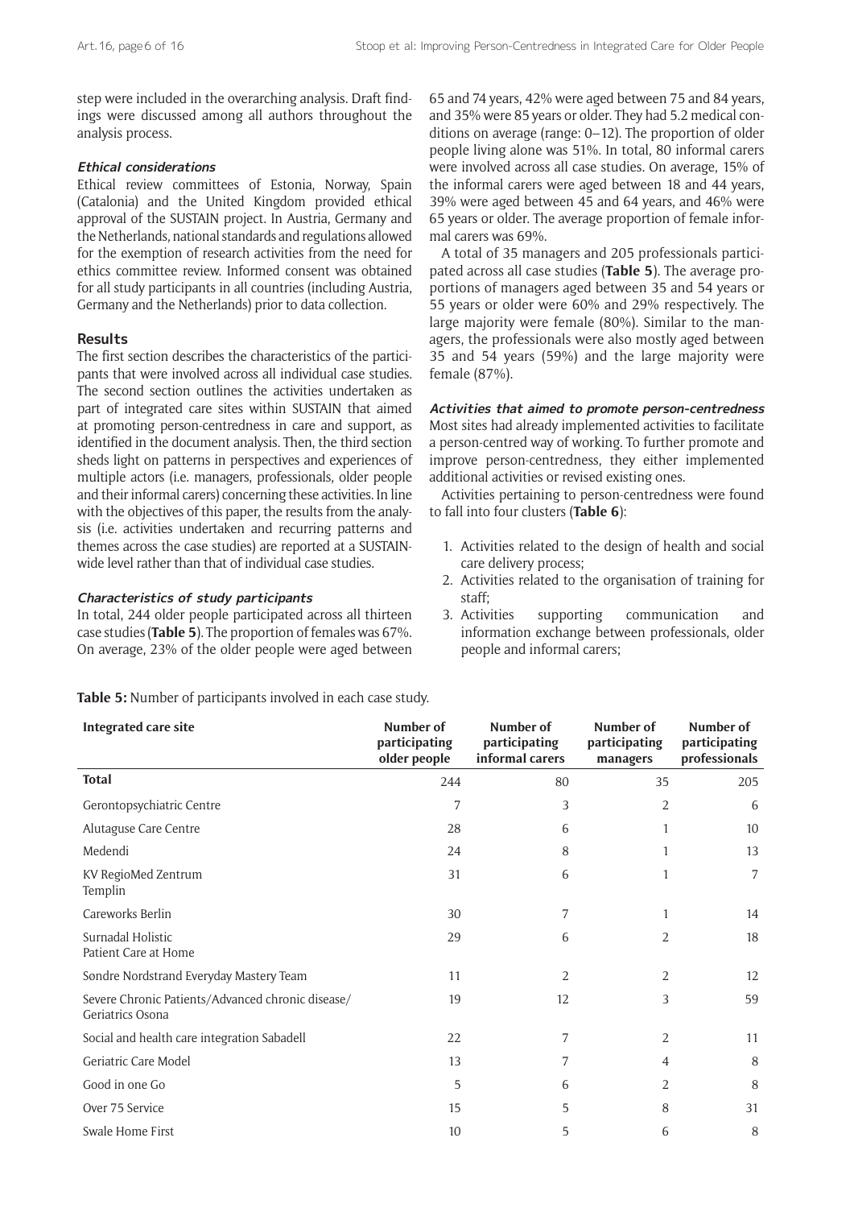step were included in the overarching analysis. Draft findings were discussed among all authors throughout the analysis process.

#### *Ethical considerations*

Ethical review committees of Estonia, Norway, Spain (Catalonia) and the United Kingdom provided ethical approval of the SUSTAIN project. In Austria, Germany and the Netherlands, national standards and regulations allowed for the exemption of research activities from the need for ethics committee review. Informed consent was obtained for all study participants in all countries (including Austria, Germany and the Netherlands) prior to data collection.

### Results

The first section describes the characteristics of the participants that were involved across all individual case studies. The second section outlines the activities undertaken as part of integrated care sites within SUSTAIN that aimed at promoting person-centredness in care and support, as identified in the document analysis. Then, the third section sheds light on patterns in perspectives and experiences of multiple actors (i.e. managers, professionals, older people and their informal carers) concerning these activities. In line with the objectives of this paper, the results from the analysis (i.e. activities undertaken and recurring patterns and themes across the case studies) are reported at a SUSTAIN-wide level rather than that of individual case studies.

#### *Characteristics of study participants*

In total, 244 older people participated across all thirteen case studies (**Table 5**). The proportion of females was 67%. On average, 23% of the older people were aged between 65 and 74 years, 42% were aged between 75 and 84 years, and 35% were 85 years or older. They had 5.2 medical conditions on average (range: 0–12). The proportion of older people living alone was 51%. In total, 80 informal carers were involved across all case studies. On average, 15% of the informal carers were aged between 18 and 44 years, 39% were aged between 45 and 64 years, and 46% were 65 years or older. The average proportion of female informal carers was 69%.

A total of 35 managers and 205 professionals participated across all case studies (**Table 5**). The average proportions of managers aged between 35 and 54 years or 55 years or older were 60% and 29% respectively. The large majority were female (80%). Similar to the managers, the professionals were also mostly aged between 35 and 54 years (59%) and the large majority were female (87%).

#### *Activities that aimed to promote person-centredness*

Most sites had already implemented activities to facilitate a person-centred way of working. To further promote and improve person-centredness, they either implemented additional activities or revised existing ones.

Activities pertaining to person-centredness were found to fall into four clusters (**Table 6**):

1. Activities related to the design of health and social care delivery process;
2. Activities related to the organisation of training for staff;
3. Activities supporting communication and information exchange between professionals, older people and informal carers;

**Table 5:** Number of participants involved in each case study.

| Integrated care site | Number of participating older people | Number of participating informal carers | Number of participating managers | Number of participating professionals |
|---|---|---|---|---|
| **Total** | 244 | 80 | 35 | 205 |
| Gerontopsychiatric Centre | 7 | 3 | 2 | 6 |
| Alutaguse Care Centre | 28 | 6 | 1 | 10 |
| Medendi | 24 | 8 | 1 | 13 |
| KV RegioMed Zentrum Templin | 31 | 6 | 1 | 7 |
| Careworks Berlin | 30 | 7 | 1 | 14 |
| Surnadal Holistic Patient Care at Home | 29 | 6 | 2 | 18 |
| Søndre Nordstrand Everyday Mastery Team | 11 | 2 | 2 | 12 |
| Severe Chronic Patients/Advanced chronic disease/ Geriatrics Osona | 19 | 12 | 3 | 59 |
| Social and health care integration Sabadell | 22 | 7 | 2 | 11 |
| Geriatric Care Model | 13 | 7 | 4 | 8 |
| Good in one Go | 5 | 6 | 2 | 8 |
| Over 75 Service | 15 | 5 | 8 | 31 |
| Swale Home First | 10 | 5 | 6 | 8 |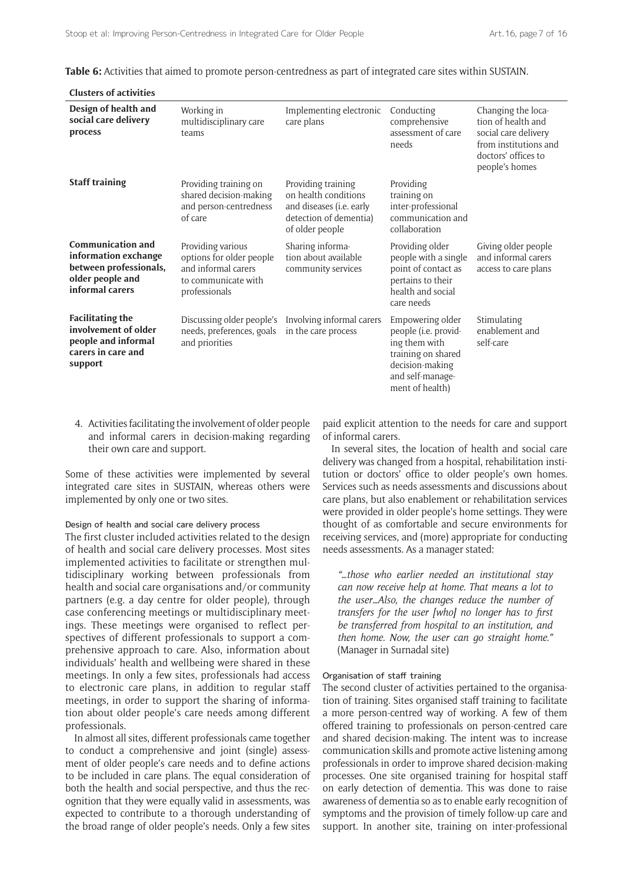**Table 6:** Activities that aimed to promote person-centredness as part of integrated care sites within SUSTAIN.

| Clusters of activities | | | | |
|---|---|---|---|---|
| **Design of health and social care delivery process** | Working in multidisciplinary care teams | Implementing electronic care plans | Conducting comprehensive assessment of care needs | Changing the location of health and social care delivery from institutions and doctors' offices to people's homes |
| **Staff training** | Providing training on shared decision-making and person-centredness of care | Providing training on health conditions and diseases (i.e. early detection of dementia) of older people | Providing training on inter-professional communication and collaboration | |
| **Communication and information exchange between professionals, older people and informal carers** | Providing various options for older people and informal carers to communicate with professionals | Sharing information about available community services | Providing older people with a single point of contact as pertains to their health and social care needs | Giving older people and informal carers access to care plans |
| **Facilitating the involvement of older people and informal carers in care and support** | Discussing older people's needs, preferences, goals and priorities | Involving informal carers in the care process | Empowering older people (i.e. providing them with training on shared decision-making and self-management of health) | Stimulating enablement and self-care |

4. Activities facilitating the involvement of older people and informal carers in decision-making regarding their own care and support.

Some of these activities were implemented by several integrated care sites in SUSTAIN, whereas others were implemented by only one or two sites.

### Design of health and social care delivery process

The first cluster included activities related to the design of health and social care delivery processes. Most sites implemented activities to facilitate or strengthen multidisciplinary working between professionals from health and social care organisations and/or community partners (e.g. a day centre for older people), through case conferencing meetings or multidisciplinary meetings. These meetings were organised to reflect perspectives of different professionals to support a comprehensive approach to care. Also, information about individuals' health and wellbeing were shared in these meetings. In only a few sites, professionals had access to electronic care plans, in addition to regular staff meetings, in order to support the sharing of information about older people's care needs among different professionals.

In almost all sites, different professionals came together to conduct a comprehensive and joint (single) assessment of older people's care needs and to define actions to be included in care plans. The equal consideration of both the health and social perspective, and thus the recognition that they were equally valid in assessments, was expected to contribute to a thorough understanding of the broad range of older people's needs. Only a few sites paid explicit attention to the needs for care and support of informal carers.

In several sites, the location of health and social care delivery was changed from a hospital, rehabilitation institution or doctors' office to older people's own homes. Services such as needs assessments and discussions about care plans, but also enablement or rehabilitation services were provided in older people's home settings. They were thought of as comfortable and secure environments for receiving services, and (more) appropriate for conducting needs assessments. As a manager stated:

> *"…those who earlier needed an institutional stay can now receive help at home. That means a lot to the user…Also, the changes reduce the number of transfers for the user [who] no longer has to first be transferred from hospital to an institution, and then home. Now, the user can go straight home."* (Manager in Surnadal site)

### Organisation of staff training

The second cluster of activities pertained to the organisation of training. Sites organised staff training to facilitate a more person-centred way of working. A few of them offered training to professionals on person-centred care and shared decision-making. The intent was to increase communication skills and promote active listening among professionals in order to improve shared decision-making processes. One site organised training for hospital staff on early detection of dementia. This was done to raise awareness of dementia so as to enable early recognition of symptoms and the provision of timely follow-up care and support. In another site, training on inter-professional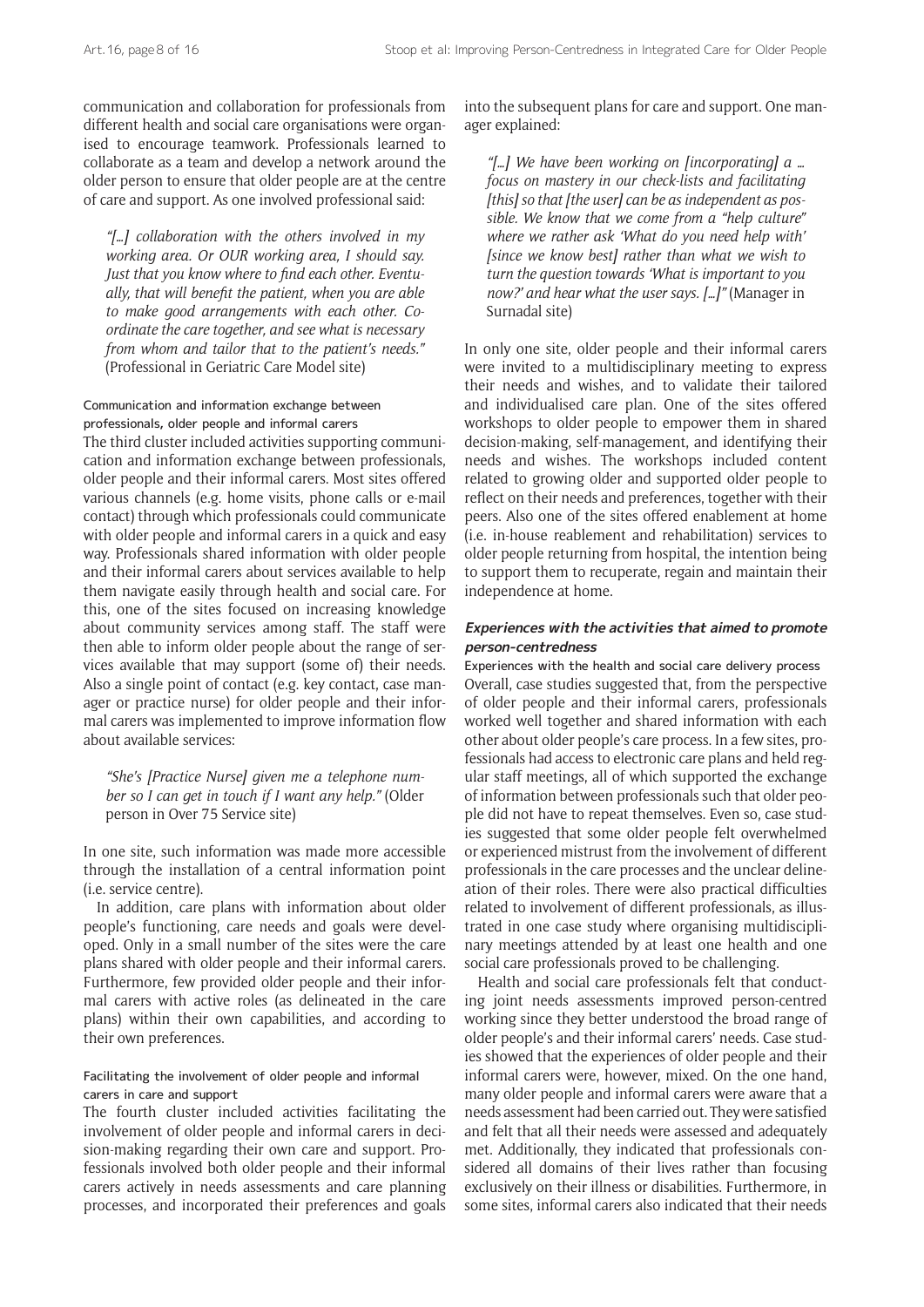communication and collaboration for professionals from different health and social care organisations were organised to encourage teamwork. Professionals learned to collaborate as a team and develop a network around the older person to ensure that older people are at the centre of care and support. As one involved professional said:

> *"[...] collaboration with the others involved in my working area. Or OUR working area, I should say. Just that you know where to find each other. Eventually, that will benefit the patient, when you are able to make good arrangements with each other. Coordinate the care together, and see what is necessary from whom and tailor that to the patient's needs."* (Professional in Geriatric Care Model site)

#### Communication and information exchange between professionals, older people and informal carers

The third cluster included activities supporting communication and information exchange between professionals, older people and their informal carers. Most sites offered various channels (e.g. home visits, phone calls or e-mail contact) through which professionals could communicate with older people and informal carers in a quick and easy way. Professionals shared information with older people and their informal carers about services available to help them navigate easily through health and social care. For this, one of the sites focused on increasing knowledge about community services among staff. The staff were then able to inform older people about the range of services available that may support (some of) their needs. Also a single point of contact (e.g. key contact, case manager or practice nurse) for older people and their informal carers was implemented to improve information flow about available services:

> *"She's [Practice Nurse] given me a telephone number so I can get in touch if I want any help."* (Older person in Over 75 Service site)

In one site, such information was made more accessible through the installation of a central information point (i.e. service centre).

In addition, care plans with information about older people's functioning, care needs and goals were developed. Only in a small number of the sites were the care plans shared with older people and their informal carers. Furthermore, few provided older people and their informal carers with active roles (as delineated in the care plans) within their own capabilities, and according to their own preferences.

#### Facilitating the involvement of older people and informal carers in care and support

The fourth cluster included activities facilitating the involvement of older people and informal carers in decision-making regarding their own care and support. Professionals involved both older people and their informal carers actively in needs assessments and care planning processes, and incorporated their preferences and goals into the subsequent plans for care and support. One manager explained:

> *"[...] We have been working on [incorporating] a ... focus on mastery in our check-lists and facilitating [this] so that [the user] can be as independent as possible. We know that we come from a "help culture" where we rather ask 'What do you need help with' [since we know best] rather than what we wish to turn the question towards 'What is important to you now?' and hear what the user says. [...]"* (Manager in Surnadal site)

In only one site, older people and their informal carers were invited to a multidisciplinary meeting to express their needs and wishes, and to validate their tailored and individualised care plan. One of the sites offered workshops to older people to empower them in shared decision-making, self-management, and identifying their needs and wishes. The workshops included content related to growing older and supported older people to reflect on their needs and preferences, together with their peers. Also one of the sites offered enablement at home (i.e. in-house reablement and rehabilitation) services to older people returning from hospital, the intention being to support them to recuperate, regain and maintain their independence at home.

### Experiences with the activities that aimed to promote person-centredness

#### Experiences with the health and social care delivery process

Overall, case studies suggested that, from the perspective of older people and their informal carers, professionals worked well together and shared information with each other about older people's care process. In a few sites, professionals had access to electronic care plans and held regular staff meetings, all of which supported the exchange of information between professionals such that older people did not have to repeat themselves. Even so, case studies suggested that some older people felt overwhelmed or experienced mistrust from the involvement of different professionals in the care processes and the unclear delineation of their roles. There were also practical difficulties related to involvement of different professionals, as illustrated in one case study where organising multidisciplinary meetings attended by at least one health and one social care professionals proved to be challenging.

Health and social care professionals felt that conducting joint needs assessments improved person-centred working since they better understood the broad range of older people's and their informal carers' needs. Case studies showed that the experiences of older people and their informal carers were, however, mixed. On the one hand, many older people and informal carers were aware that a needs assessment had been carried out. They were satisfied and felt that all their needs were assessed and adequately met. Additionally, they indicated that professionals considered all domains of their lives rather than focusing exclusively on their illness or disabilities. Furthermore, in some sites, informal carers also indicated that their needs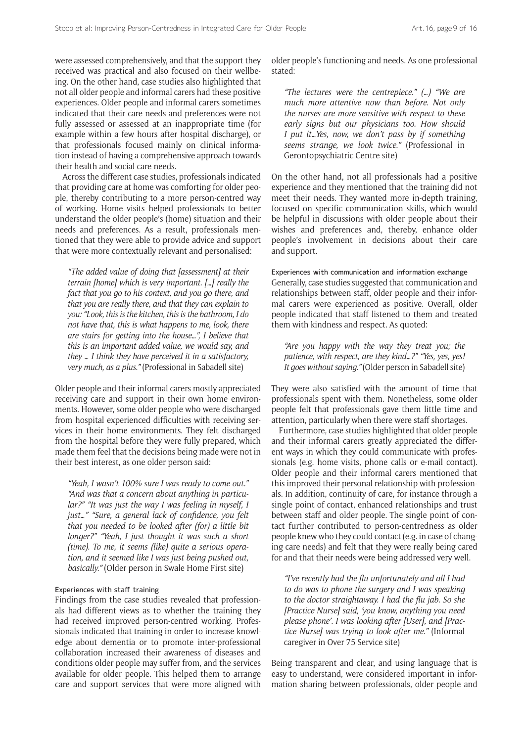were assessed comprehensively, and that the support they received was practical and also focused on their wellbeing. On the other hand, case studies also highlighted that not all older people and informal carers had these positive experiences. Older people and informal carers sometimes indicated that their care needs and preferences were not fully assessed or assessed at an inappropriate time (for example within a few hours after hospital discharge), or that professionals focused mainly on clinical information instead of having a comprehensive approach towards their health and social care needs.

Across the different case studies, professionals indicated that providing care at home was comforting for older people, thereby contributing to a more person-centred way of working. Home visits helped professionals to better understand the older people's (home) situation and their needs and preferences. As a result, professionals mentioned that they were able to provide advice and support that were more contextually relevant and personalised:

> *"The added value of doing that [assessment] at their terrain [home] which is very important. […] really the fact that you go to his context, and you go there, and that you are really there, and that they can explain to you: "Look, this is the kitchen, this is the bathroom, I do not have that, this is what happens to me, look, there are stairs for getting into the house…", I believe that this is an important added value, we would say, and they … I think they have perceived it in a satisfactory, very much, as a plus."* (Professional in Sabadell site)

Older people and their informal carers mostly appreciated receiving care and support in their own home environments. However, some older people who were discharged from hospital experienced difficulties with receiving services in their home environments. They felt discharged from the hospital before they were fully prepared, which made them feel that the decisions being made were not in their best interest, as one older person said:

> *"Yeah, I wasn't 100% sure I was ready to come out." "And was that a concern about anything in particular?" "It was just the way I was feeling in myself, I just…" "Sure, a general lack of confidence, you felt that you needed to be looked after (for) a little bit longer?" "Yeah, I just thought it was such a short (time). To me, it seems (like) quite a serious operation, and it seemed like I was just being pushed out, basically."* (Older person in Swale Home First site)

#### Experiences with staff training

Findings from the case studies revealed that professionals had different views as to whether the training they had received improved person-centred working. Professionals indicated that training in order to increase knowledge about dementia or to promote inter-professional collaboration increased their awareness of diseases and conditions older people may suffer from, and the services available for older people. This helped them to arrange care and support services that were more aligned with older people's functioning and needs. As one professional stated:

> *"The lectures were the centrepiece." (…) "We are much more attentive now than before. Not only the nurses are more sensitive with respect to these early signs but our physicians too. How should I put it…Yes, now, we don't pass by if something seems strange, we look twice."* (Professional in Gerontopsychiatric Centre site)

On the other hand, not all professionals had a positive experience and they mentioned that the training did not meet their needs. They wanted more in-depth training, focused on specific communication skills, which would be helpful in discussions with older people about their wishes and preferences and, thereby, enhance older people's involvement in decisions about their care and support.

#### Experiences with communication and information exchange

Generally, case studies suggested that communication and relationships between staff, older people and their informal carers were experienced as positive. Overall, older people indicated that staff listened to them and treated them with kindness and respect. As quoted:

> *"Are you happy with the way they treat you; the patience, with respect, are they kind…?" "Yes, yes, yes! It goes without saying."* (Older person in Sabadell site)

They were also satisfied with the amount of time that professionals spent with them. Nonetheless, some older people felt that professionals gave them little time and attention, particularly when there were staff shortages.

Furthermore, case studies highlighted that older people and their informal carers greatly appreciated the different ways in which they could communicate with professionals (e.g. home visits, phone calls or e-mail contact). Older people and their informal carers mentioned that this improved their personal relationship with professionals. In addition, continuity of care, for instance through a single point of contact, enhanced relationships and trust between staff and older people. The single point of contact further contributed to person-centredness as older people knew who they could contact (e.g. in case of changing care needs) and felt that they were really being cared for and that their needs were being addressed very well.

> *"I've recently had the flu unfortunately and all I had to do was to phone the surgery and I was speaking to the doctor straightaway. I had the flu jab. So she [Practice Nurse] said, 'you know, anything you need please phone'. I was looking after [User], and [Practice Nurse] was trying to look after me."* (Informal caregiver in Over 75 Service site)

Being transparent and clear, and using language that is easy to understand, were considered important in information sharing between professionals, older people and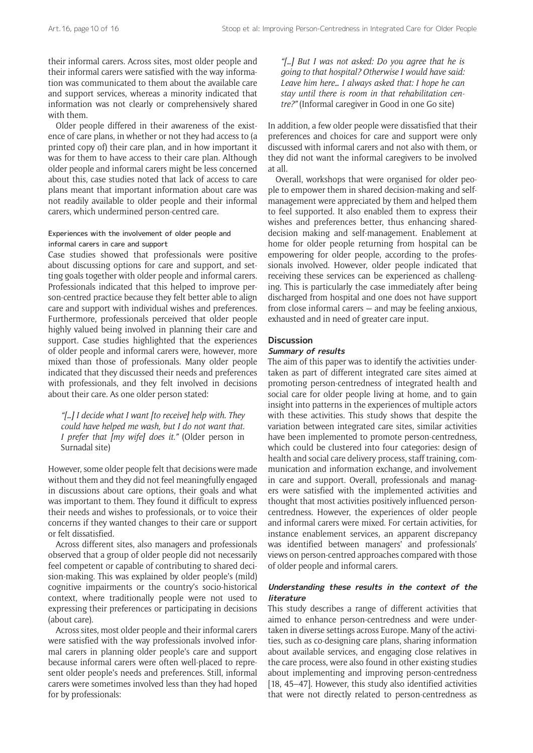their informal carers. Across sites, most older people and their informal carers were satisfied with the way information was communicated to them about the available care and support services, whereas a minority indicated that information was not clearly or comprehensively shared with them.

Older people differed in their awareness of the existence of care plans, in whether or not they had access to (a printed copy of) their care plan, and in how important it was for them to have access to their care plan. Although older people and informal carers might be less concerned about this, case studies noted that lack of access to care plans meant that important information about care was not readily available to older people and their informal carers, which undermined person-centred care.

#### Experiences with the involvement of older people and informal carers in care and support

Case studies showed that professionals were positive about discussing options for care and support, and setting goals together with older people and informal carers. Professionals indicated that this helped to improve person-centred practice because they felt better able to align care and support with individual wishes and preferences. Furthermore, professionals perceived that older people highly valued being involved in planning their care and support. Case studies highlighted that the experiences of older people and informal carers were, however, more mixed than those of professionals. Many older people indicated that they discussed their needs and preferences with professionals, and they felt involved in decisions about their care. As one older person stated:

> *"[…] I decide what I want [to receive] help with. They could have helped me wash, but I do not want that. I prefer that [my wife] does it."* (Older person in Surnadal site)

However, some older people felt that decisions were made without them and they did not feel meaningfully engaged in discussions about care options, their goals and what was important to them. They found it difficult to express their needs and wishes to professionals, or to voice their concerns if they wanted changes to their care or support or felt dissatisfied.

Across different sites, also managers and professionals observed that a group of older people did not necessarily feel competent or capable of contributing to shared decision-making. This was explained by older people's (mild) cognitive impairments or the country's socio-historical context, where traditionally people were not used to expressing their preferences or participating in decisions (about care).

Across sites, most older people and their informal carers were satisfied with the way professionals involved informal carers in planning older people's care and support because informal carers were often well-placed to represent older people's needs and preferences. Still, informal carers were sometimes involved less than they had hoped for by professionals:

> *"[…] But I was not asked: Do you agree that he is going to that hospital? Otherwise I would have said: Leave him here… I always asked that: I hope he can stay until there is room in that rehabilitation centre?"* (Informal caregiver in Good in one Go site)

In addition, a few older people were dissatisfied that their preferences and choices for care and support were only discussed with informal carers and not also with them, or they did not want the informal caregivers to be involved at all.

Overall, workshops that were organised for older people to empower them in shared decision-making and self-management were appreciated by them and helped them to feel supported. It also enabled them to express their wishes and preferences better, thus enhancing shared-decision making and self-management. Enablement at home for older people returning from hospital can be empowering for older people, according to the professionals involved. However, older people indicated that receiving these services can be experienced as challenging. This is particularly the case immediately after being discharged from hospital and one does not have support from close informal carers — and may be feeling anxious, exhausted and in need of greater care input.

## Discussion

### *Summary of results*

The aim of this paper was to identify the activities undertaken as part of different integrated care sites aimed at promoting person-centredness of integrated health and social care for older people living at home, and to gain insight into patterns in the experiences of multiple actors with these activities. This study shows that despite the variation between integrated care sites, similar activities have been implemented to promote person-centredness, which could be clustered into four categories: design of health and social care delivery process, staff training, communication and information exchange, and involvement in care and support. Overall, professionals and managers were satisfied with the implemented activities and thought that most activities positively influenced person-centredness. However, the experiences of older people and informal carers were mixed. For certain activities, for instance enablement services, an apparent discrepancy was identified between managers' and professionals' views on person-centred approaches compared with those of older people and informal carers.

### *Understanding these results in the context of the literature*

This study describes a range of different activities that aimed to enhance person-centredness and were undertaken in diverse settings across Europe. Many of the activities, such as co-designing care plans, sharing information about available services, and engaging close relatives in the care process, were also found in other existing studies about implementing and improving person-centredness [18, 45–47]. However, this study also identified activities that were not directly related to person-centredness as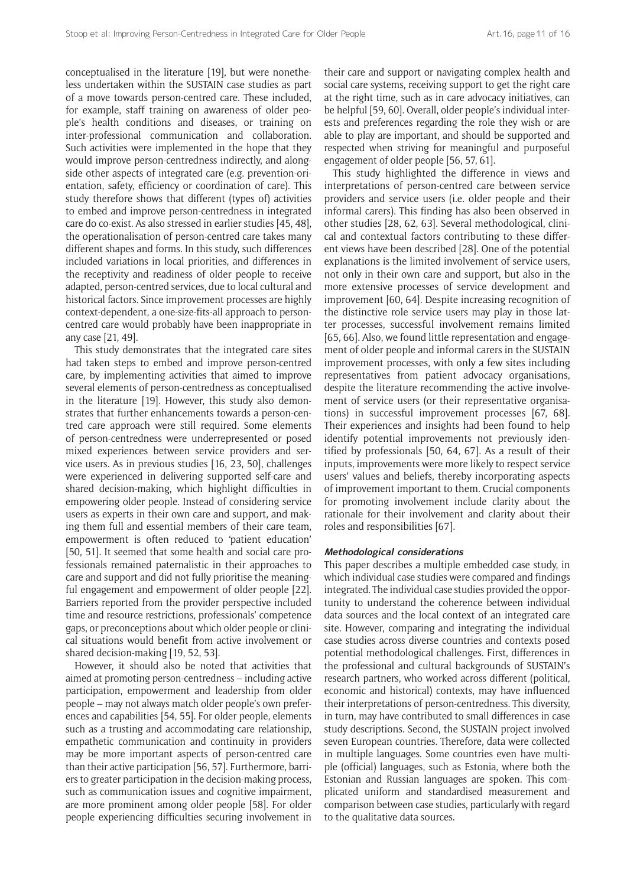conceptualised in the literature [19], but were nonetheless undertaken within the SUSTAIN case studies as part of a move towards person-centred care. These included, for example, staff training on awareness of older people's health conditions and diseases, or training on inter-professional communication and collaboration. Such activities were implemented in the hope that they would improve person-centredness indirectly, and alongside other aspects of integrated care (e.g. prevention-orientation, safety, efficiency or coordination of care). This study therefore shows that different (types of) activities to embed and improve person-centredness in integrated care do co-exist. As also stressed in earlier studies [45, 48], the operationalisation of person-centred care takes many different shapes and forms. In this study, such differences included variations in local priorities, and differences in the receptivity and readiness of older people to receive adapted, person-centred services, due to local cultural and historical factors. Since improvement processes are highly context-dependent, a one-size-fits-all approach to person-centred care would probably have been inappropriate in any case [21, 49].

This study demonstrates that the integrated care sites had taken steps to embed and improve person-centred care, by implementing activities that aimed to improve several elements of person-centredness as conceptualised in the literature [19]. However, this study also demonstrates that further enhancements towards a person-centred care approach were still required. Some elements of person-centredness were underrepresented or posed mixed experiences between service providers and service users. As in previous studies [16, 23, 50], challenges were experienced in delivering supported self-care and shared decision-making, which highlight difficulties in empowering older people. Instead of considering service users as experts in their own care and support, and making them full and essential members of their care team, empowerment is often reduced to 'patient education' [50, 51]. It seemed that some health and social care professionals remained paternalistic in their approaches to care and support and did not fully prioritise the meaningful engagement and empowerment of older people [22]. Barriers reported from the provider perspective included time and resource restrictions, professionals' competence gaps, or preconceptions about which older people or clinical situations would benefit from active involvement or shared decision-making [19, 52, 53].

However, it should also be noted that activities that aimed at promoting person-centredness – including active participation, empowerment and leadership from older people – may not always match older people's own preferences and capabilities [54, 55]. For older people, elements such as a trusting and accommodating care relationship, empathetic communication and continuity in providers may be more important aspects of person-centred care than their active participation [56, 57]. Furthermore, barriers to greater participation in the decision-making process, such as communication issues and cognitive impairment, are more prominent among older people [58]. For older people experiencing difficulties securing involvement in their care and support or navigating complex health and social care systems, receiving support to get the right care at the right time, such as in care advocacy initiatives, can be helpful [59, 60]. Overall, older people's individual interests and preferences regarding the role they wish or are able to play are important, and should be supported and respected when striving for meaningful and purposeful engagement of older people [56, 57, 61].

This study highlighted the difference in views and interpretations of person-centred care between service providers and service users (i.e. older people and their informal carers). This finding has also been observed in other studies [28, 62, 63]. Several methodological, clinical and contextual factors contributing to these different views have been described [28]. One of the potential explanations is the limited involvement of service users, not only in their own care and support, but also in the more extensive processes of service development and improvement [60, 64]. Despite increasing recognition of the distinctive role service users may play in those latter processes, successful involvement remains limited [65, 66]. Also, we found little representation and engagement of older people and informal carers in the SUSTAIN improvement processes, with only a few sites including representatives from patient advocacy organisations, despite the literature recommending the active involvement of service users (or their representative organisations) in successful improvement processes [67, 68]. Their experiences and insights had been found to help identify potential improvements not previously identified by professionals [50, 64, 67]. As a result of their inputs, improvements were more likely to respect service users' values and beliefs, thereby incorporating aspects of improvement important to them. Crucial components for promoting involvement include clarity about the rationale for their involvement and clarity about their roles and responsibilities [67].

#### Methodological considerations

This paper describes a multiple embedded case study, in which individual case studies were compared and findings integrated. The individual case studies provided the opportunity to understand the coherence between individual data sources and the local context of an integrated care site. However, comparing and integrating the individual case studies across diverse countries and contexts posed potential methodological challenges. First, differences in the professional and cultural backgrounds of SUSTAIN's research partners, who worked across different (political, economic and historical) contexts, may have influenced their interpretations of person-centredness. This diversity, in turn, may have contributed to small differences in case study descriptions. Second, the SUSTAIN project involved seven European countries. Therefore, data were collected in multiple languages. Some countries even have multiple (official) languages, such as Estonia, where both the Estonian and Russian languages are spoken. This complicated uniform and standardised measurement and comparison between case studies, particularly with regard to the qualitative data sources.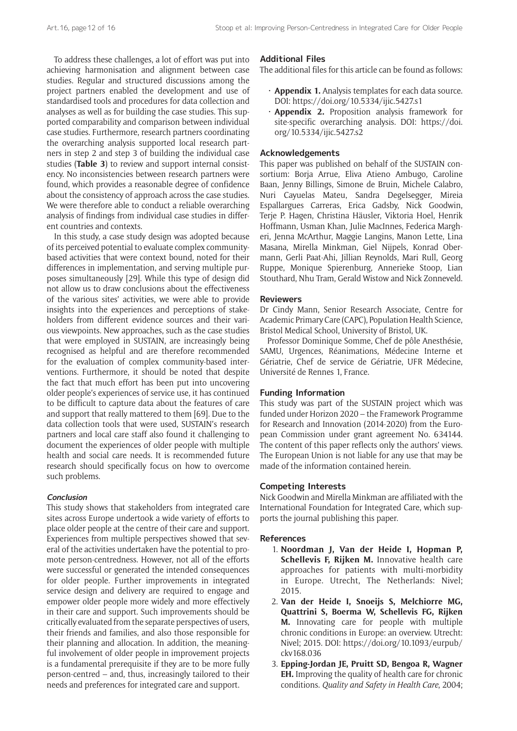To address these challenges, a lot of effort was put into achieving harmonisation and alignment between case studies. Regular and structured discussions among the project partners enabled the development and use of standardised tools and procedures for data collection and analyses as well as for building the case studies. This supported comparability and comparison between individual case studies. Furthermore, research partners coordinating the overarching analysis supported local research partners in step 2 and step 3 of building the individual case studies (**Table 3**) to review and support internal consistency. No inconsistencies between research partners were found, which provides a reasonable degree of confidence about the consistency of approach across the case studies. We were therefore able to conduct a reliable overarching analysis of findings from individual case studies in different countries and contexts.

In this study, a case study design was adopted because of its perceived potential to evaluate complex community-based activities that were context bound, noted for their differences in implementation, and serving multiple purposes simultaneously [29]. While this type of design did not allow us to draw conclusions about the effectiveness of the various sites' activities, we were able to provide insights into the experiences and perceptions of stakeholders from different evidence sources and their various viewpoints. New approaches, such as the case studies that were employed in SUSTAIN, are increasingly being recognised as helpful and are therefore recommended for the evaluation of complex community-based interventions. Furthermore, it should be noted that despite the fact that much effort has been put into uncovering older people's experiences of service use, it has continued to be difficult to capture data about the features of care and support that really mattered to them [69]. Due to the data collection tools that were used, SUSTAIN's research partners and local care staff also found it challenging to document the experiences of older people with multiple health and social care needs. It is recommended future research should specifically focus on how to overcome such problems.

### *Conclusion*

This study shows that stakeholders from integrated care sites across Europe undertook a wide variety of efforts to place older people at the centre of their care and support. Experiences from multiple perspectives showed that several of the activities undertaken have the potential to promote person-centredness. However, not all of the efforts were successful or generated the intended consequences for older people. Further improvements in integrated service design and delivery are required to engage and empower older people more widely and more effectively in their care and support. Such improvements should be critically evaluated from the separate perspectives of users, their friends and families, and also those responsible for their planning and allocation. In addition, the meaningful involvement of older people in improvement projects is a fundamental prerequisite if they are to be more fully person-centred – and, thus, increasingly tailored to their needs and preferences for integrated care and support.

## Additional Files

The additional files for this article can be found as follows:

- **Appendix 1.** Analysis templates for each data source. DOI: https://doi.org/10.5334/ijic.5427.s1
- **Appendix 2.** Proposition analysis framework for site-specific overarching analysis. DOI: https://doi.org/10.5334/ijic.5427.s2

## Acknowledgements

This paper was published on behalf of the SUSTAIN consortium: Borja Arrue, Eliva Atieno Ambugo, Caroline Baan, Jenny Billings, Simone de Bruin, Michele Calabro, Nuri Cayuelas Mateu, Sandra Degelsegger, Mireia Espallargues Carreras, Erica Gadsby, Nick Goodwin, Terje P. Hagen, Christina Häusler, Viktoria Hoel, Henrik Hoffmann, Usman Khan, Julie MacInnes, Federica Margheri, Jenna McArthur, Maggie Langins, Manon Lette, Lina Masana, Mirella Minkman, Giel Nijpels, Konrad Obermann, Gerli Paat-Ahi, Jillian Reynolds, Mari Rull, Georg Ruppe, Monique Spierenburg, Annerieke Stoop, Lian Stouthard, Nhu Tram, Gerald Wistow and Nick Zonneveld.

## Reviewers

Dr Cindy Mann, Senior Research Associate, Centre for Academic Primary Care (CAPC), Population Health Science, Bristol Medical School, University of Bristol, UK.

Professor Dominique Somme, Chef de pôle Anesthésie, SAMU, Urgences, Réanimations, Médecine Interne et Gériatrie, Chef de service de Gériatrie, UFR Médecine, Université de Rennes 1, France.

## Funding Information

This study was part of the SUSTAIN project which was funded under Horizon 2020 – the Framework Programme for Research and Innovation (2014-2020) from the European Commission under grant agreement No. 634144. The content of this paper reflects only the authors' views. The European Union is not liable for any use that may be made of the information contained herein.

## Competing Interests

Nick Goodwin and Mirella Minkman are affiliated with the International Foundation for Integrated Care, which supports the journal publishing this paper.

## References

1. **Noordman J, Van der Heide I, Hopman P, Schellevis F, Rijken M.** Innovative health care approaches for patients with multi-morbidity in Europe. Utrecht, The Netherlands: Nivel; 2015.
2. **Van der Heide I, Snoeijs S, Melchiorre MG, Quattrini S, Boerma W, Schellevis FG, Rijken M.** Innovating care for people with multiple chronic conditions in Europe: an overview. Utrecht: Nivel; 2015. DOI: https://doi.org/10.1093/eurpub/ckv168.036
3. **Epping-Jordan JE, Pruitt SD, Bengoa R, Wagner EH.** Improving the quality of health care for chronic conditions. *Quality and Safety in Health Care*, 2004;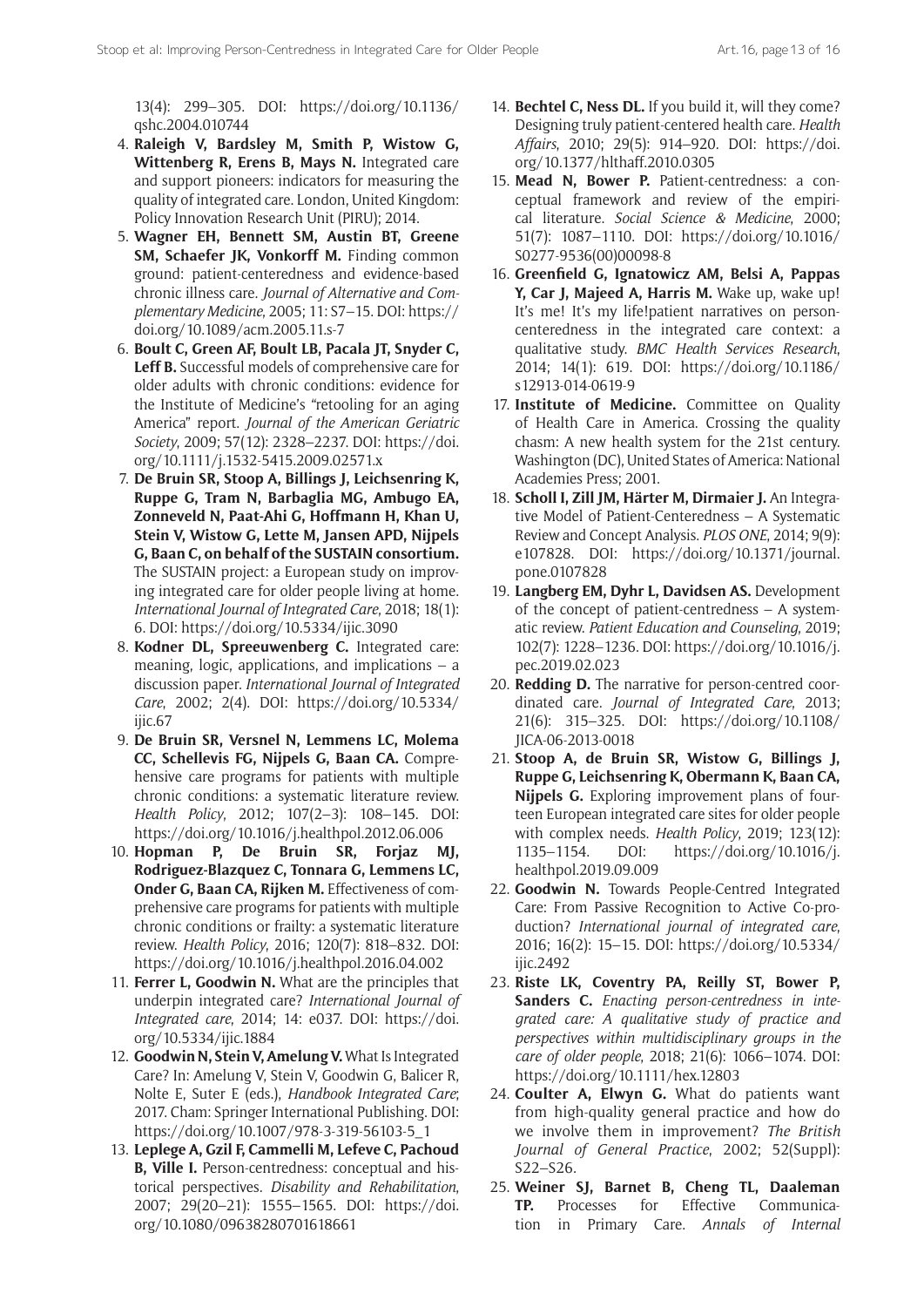13(4): 299–305. DOI: https://doi.org/10.1136/qshc.2004.010744

4. **Raleigh V, Bardsley M, Smith P, Wistow G, Wittenberg R, Erens B, Mays N.** Integrated care and support pioneers: indicators for measuring the quality of integrated care. London, United Kingdom: Policy Innovation Research Unit (PIRU); 2014.
5. **Wagner EH, Bennett SM, Austin BT, Greene SM, Schaefer JK, Vonkorff M.** Finding common ground: patient-centeredness and evidence-based chronic illness care. *Journal of Alternative and Complementary Medicine*, 2005; 11: S7–15. DOI: https://doi.org/10.1089/acm.2005.11.s-7
6. **Boult C, Green AF, Boult LB, Pacala JT, Snyder C, Leff B.** Successful models of comprehensive care for older adults with chronic conditions: evidence for the Institute of Medicine's "retooling for an aging America" report. *Journal of the American Geriatric Society*, 2009; 57(12): 2328–2237. DOI: https://doi.org/10.1111/j.1532-5415.2009.02571.x
7. **De Bruin SR, Stoop A, Billings J, Leichsenring K, Ruppe G, Tram N, Barbaglia MG, Ambugo EA, Zonneveld N, Paat-Ahi G, Hoffmann H, Khan U, Stein V, Wistow G, Lette M, Jansen APD, Nijpels G, Baan C, on behalf of the SUSTAIN consortium.** The SUSTAIN project: a European study on improving integrated care for older people living at home. *International Journal of Integrated Care*, 2018; 18(1): 6. DOI: https://doi.org/10.5334/ijic.3090
8. **Kodner DL, Spreeuwenberg C.** Integrated care: meaning, logic, applications, and implications – a discussion paper. *International Journal of Integrated Care*, 2002; 2(4). DOI: https://doi.org/10.5334/ijic.67
9. **De Bruin SR, Versnel N, Lemmens LC, Molema CC, Schellevis FG, Nijpels G, Baan CA.** Comprehensive care programs for patients with multiple chronic conditions: a systematic literature review. *Health Policy*, 2012; 107(2–3): 108–145. DOI: https://doi.org/10.1016/j.healthpol.2012.06.006
10. **Hopman P, De Bruin SR, Forjaz MJ, Rodriguez-Blazquez C, Tonnara G, Lemmens LC, Onder G, Baan CA, Rijken M.** Effectiveness of comprehensive care programs for patients with multiple chronic conditions or frailty: a systematic literature review. *Health Policy*, 2016; 120(7): 818–832. DOI: https://doi.org/10.1016/j.healthpol.2016.04.002
11. **Ferrer L, Goodwin N.** What are the principles that underpin integrated care? *International Journal of Integrated care*, 2014; 14: e037. DOI: https://doi.org/10.5334/ijic.1884
12. **Goodwin N, Stein V, Amelung V.** What Is Integrated Care? In: Amelung V, Stein V, Goodwin G, Balicer R, Nolte E, Suter E (eds.), *Handbook Integrated Care*; 2017. Cham: Springer International Publishing. DOI: https://doi.org/10.1007/978-3-319-56103-5_1
13. **Leplege A, Gzil F, Cammelli M, Lefeve C, Pachoud B, Ville I.** Person-centredness: conceptual and historical perspectives. *Disability and Rehabilitation*, 2007; 29(20–21): 1555–1565. DOI: https://doi.org/10.1080/09638280701618661
14. **Bechtel C, Ness DL.** If you build it, will they come? Designing truly patient-centered health care. *Health Affairs*, 2010; 29(5): 914–920. DOI: https://doi.org/10.1377/hlthaff.2010.0305
15. **Mead N, Bower P.** Patient-centredness: a conceptual framework and review of the empirical literature. *Social Science & Medicine*, 2000; 51(7): 1087–1110. DOI: https://doi.org/10.1016/S0277-9536(00)00098-8
16. **Greenfield G, Ignatowicz AM, Belsi A, Pappas Y, Car J, Majeed A, Harris M.** Wake up, wake up! It's me! It's my life!patient narratives on person-centeredness in the integrated care context: a qualitative study. *BMC Health Services Research*, 2014; 14(1): 619. DOI: https://doi.org/10.1186/s12913-014-0619-9
17. **Institute of Medicine.** Committee on Quality of Health Care in America. Crossing the quality chasm: A new health system for the 21st century. Washington (DC), United States of America: National Academies Press; 2001.
18. **Scholl I, Zill JM, Härter M, Dirmaier J.** An Integrative Model of Patient-Centeredness – A Systematic Review and Concept Analysis. *PLOS ONE*, 2014; 9(9): e107828. DOI: https://doi.org/10.1371/journal.pone.0107828
19. **Langberg EM, Dyhr L, Davidsen AS.** Development of the concept of patient-centredness – A systematic review. *Patient Education and Counseling*, 2019; 102(7): 1228–1236. DOI: https://doi.org/10.1016/j.pec.2019.02.023
20. **Redding D.** The narrative for person-centred coordinated care. *Journal of Integrated Care*, 2013; 21(6): 315–325. DOI: https://doi.org/10.1108/JICA-06-2013-0018
21. **Stoop A, de Bruin SR, Wistow G, Billings J, Ruppe G, Leichsenring K, Obermann K, Baan CA, Nijpels G.** Exploring improvement plans of fourteen European integrated care sites for older people with complex needs. *Health Policy*, 2019; 123(12): 1135–1154. DOI: https://doi.org/10.1016/j.healthpol.2019.09.009
22. **Goodwin N.** Towards People-Centred Integrated Care: From Passive Recognition to Active Co-production? *International journal of integrated care*, 2016; 16(2): 15–15. DOI: https://doi.org/10.5334/ijic.2492
23. **Riste LK, Coventry PA, Reilly ST, Bower P, Sanders C.** *Enacting person-centredness in integrated care: A qualitative study of practice and perspectives within multidisciplinary groups in the care of older people*, 2018; 21(6): 1066–1074. DOI: https://doi.org/10.1111/hex.12803
24. **Coulter A, Elwyn G.** What do patients want from high-quality general practice and how do we involve them in improvement? *The British Journal of General Practice*, 2002; 52(Suppl): S22–S26.
25. **Weiner SJ, Barnet B, Cheng TL, Daaleman TP.** Processes for Effective Communication in Primary Care. *Annals of Internal*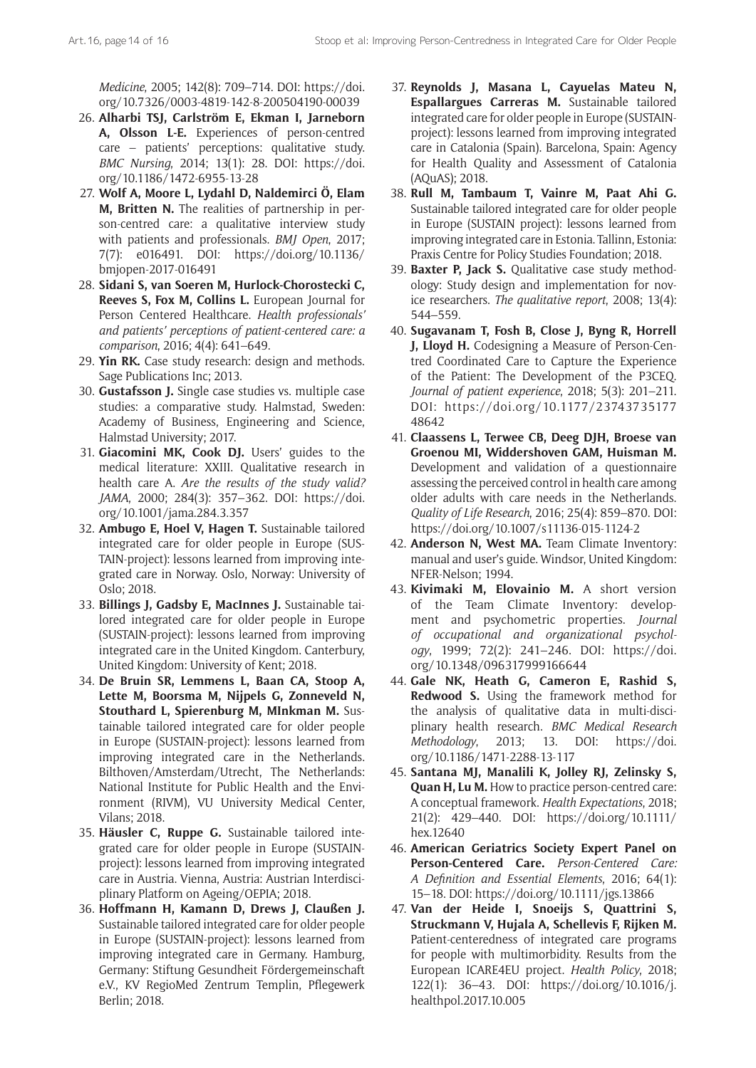*Medicine*, 2005; 142(8): 709–714. DOI: https://doi.org/10.7326/0003-4819-142-8-200504190-00039

26. **Alharbi TSJ, Carlström E, Ekman I, Jarneborn A, Olsson L-E.** Experiences of person-centred care – patients' perceptions: qualitative study. *BMC Nursing*, 2014; 13(1): 28. DOI: https://doi.org/10.1186/1472-6955-13-28
27. **Wolf A, Moore L, Lydahl D, Naldemirci Ö, Elam M, Britten N.** The realities of partnership in person-centred care: a qualitative interview study with patients and professionals. *BMJ Open*, 2017; 7(7): e016491. DOI: https://doi.org/10.1136/bmjopen-2017-016491
28. **Sidani S, van Soeren M, Hurlock-Chorostecki C, Reeves S, Fox M, Collins L.** European Journal for Person Centered Healthcare. *Health professionals' and patients' perceptions of patient-centered care: a comparison*, 2016; 4(4): 641–649.
29. **Yin RK.** Case study research: design and methods. Sage Publications Inc; 2013.
30. **Gustafsson J.** Single case studies vs. multiple case studies: a comparative study. Halmstad, Sweden: Academy of Business, Engineering and Science, Halmstad University; 2017.
31. **Giacomini MK, Cook DJ.** Users' guides to the medical literature: XXIII. Qualitative research in health care A. *Are the results of the study valid? JAMA*, 2000; 284(3): 357–362. DOI: https://doi.org/10.1001/jama.284.3.357
32. **Ambugo E, Hoel V, Hagen T.** Sustainable tailored integrated care for older people in Europe (SUSTAIN-project): lessons learned from improving integrated care in Norway. Oslo, Norway: University of Oslo; 2018.
33. **Billings J, Gadsby E, MacInnes J.** Sustainable tailored integrated care for older people in Europe (SUSTAIN-project): lessons learned from improving integrated care in the United Kingdom. Canterbury, United Kingdom: University of Kent; 2018.
34. **De Bruin SR, Lemmens L, Baan CA, Stoop A, Lette M, Boorsma M, Nijpels G, Zonneveld N, Stouthard L, Spierenburg M, MInkman M.** Sustainable tailored integrated care for older people in Europe (SUSTAIN-project): lessons learned from improving integrated care in the Netherlands. Bilthoven/Amsterdam/Utrecht, The Netherlands: National Institute for Public Health and the Environment (RIVM), VU University Medical Center, Vilans; 2018.
35. **Häusler C, Ruppe G.** Sustainable tailored integrated care for older people in Europe (SUSTAIN-project): lessons learned from improving integrated care in Austria. Vienna, Austria: Austrian Interdisciplinary Platform on Ageing/OEPIA; 2018.
36. **Hoffmann H, Kamann D, Drews J, Claußen J.** Sustainable tailored integrated care for older people in Europe (SUSTAIN-project): lessons learned from improving integrated care in Germany. Hamburg, Germany: Stiftung Gesundheit Fördergemeinschaft e.V., KV RegioMed Zentrum Templin, Pflegewerk Berlin; 2018.
37. **Reynolds J, Masana L, Cayuelas Mateu N, Espallargues Carreras M.** Sustainable tailored integrated care for older people in Europe (SUSTAIN-project): lessons learned from improving integrated care in Catalonia (Spain). Barcelona, Spain: Agency for Health Quality and Assessment of Catalonia (AQuAS); 2018.
38. **Rull M, Tambaum T, Vainre M, Paat Ahi G.** Sustainable tailored integrated care for older people in Europe (SUSTAIN project): lessons learned from improving integrated care in Estonia. Tallinn, Estonia: Praxis Centre for Policy Studies Foundation; 2018.
39. **Baxter P, Jack S.** Qualitative case study methodology: Study design and implementation for novice researchers. *The qualitative report*, 2008; 13(4): 544–559.
40. **Sugavanam T, Fosh B, Close J, Byng R, Horrell J, Lloyd H.** Codesigning a Measure of Person-Centred Coordinated Care to Capture the Experience of the Patient: The Development of the P3CEQ. *Journal of patient experience*, 2018; 5(3): 201–211. DOI: https://doi.org/10.1177/2374373517748642
41. **Claassens L, Terwee CB, Deeg DJH, Broese van Groenou MI, Widdershoven GAM, Huisman M.** Development and validation of a questionnaire assessing the perceived control in health care among older adults with care needs in the Netherlands. *Quality of Life Research*, 2016; 25(4): 859–870. DOI: https://doi.org/10.1007/s11136-015-1124-2
42. **Anderson N, West MA.** Team Climate Inventory: manual and user's guide. Windsor, United Kingdom: NFER-Nelson; 1994.
43. **Kivimaki M, Elovainio M.** A short version of the Team Climate Inventory: development and psychometric properties. *Journal of occupational and organizational psychology*, 1999; 72(2): 241–246. DOI: https://doi.org/10.1348/096317999166644
44. **Gale NK, Heath G, Cameron E, Rashid S, Redwood S.** Using the framework method for the analysis of qualitative data in multi-disciplinary health research. *BMC Medical Research Methodology*, 2013; 13. DOI: https://doi.org/10.1186/1471-2288-13-117
45. **Santana MJ, Manalili K, Jolley RJ, Zelinsky S, Quan H, Lu M.** How to practice person-centred care: A conceptual framework. *Health Expectations*, 2018; 21(2): 429–440. DOI: https://doi.org/10.1111/hex.12640
46. **American Geriatrics Society Expert Panel on Person-Centered Care.** *Person-Centered Care: A Definition and Essential Elements*, 2016; 64(1): 15–18. DOI: https://doi.org/10.1111/jgs.13866
47. **Van der Heide I, Snoeijs S, Quattrini S, Struckmann V, Hujala A, Schellevis F, Rijken M.** Patient-centeredness of integrated care programs for people with multimorbidity. Results from the European ICARE4EU project. *Health Policy*, 2018; 122(1): 36–43. DOI: https://doi.org/10.1016/j.healthpol.2017.10.005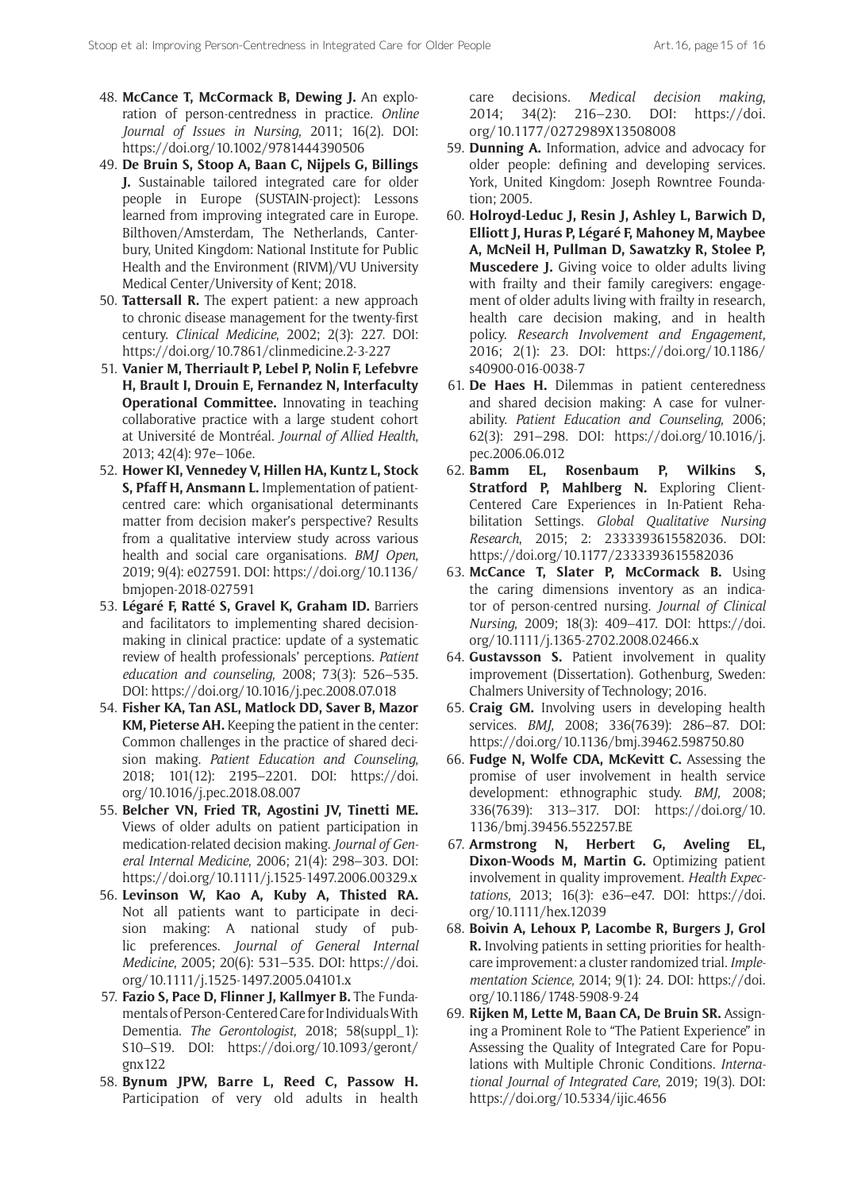48. **McCance T, McCormack B, Dewing J.** An exploration of person-centredness in practice. *Online Journal of Issues in Nursing*, 2011; 16(2). DOI: https://doi.org/10.1002/9781444390506
49. **De Bruin S, Stoop A, Baan C, Nijpels G, Billings J.** Sustainable tailored integrated care for older people in Europe (SUSTAIN-project): Lessons learned from improving integrated care in Europe. Bilthoven/Amsterdam, The Netherlands, Canterbury, United Kingdom: National Institute for Public Health and the Environment (RIVM)/VU University Medical Center/University of Kent; 2018.
50. **Tattersall R.** The expert patient: a new approach to chronic disease management for the twenty-first century. *Clinical Medicine*, 2002; 2(3): 227. DOI: https://doi.org/10.7861/clinmedicine.2-3-227
51. **Vanier M, Therriault P, Lebel P, Nolin F, Lefebvre H, Brault I, Drouin E, Fernandez N, Interfaculty Operational Committee.** Innovating in teaching collaborative practice with a large student cohort at Université de Montréal. *Journal of Allied Health*, 2013; 42(4): 97e–106e.
52. **Hower KI, Vennedey V, Hillen HA, Kuntz L, Stock S, Pfaff H, Ansmann L.** Implementation of patient-centred care: which organisational determinants matter from decision maker's perspective? Results from a qualitative interview study across various health and social care organisations. *BMJ Open*, 2019; 9(4): e027591. DOI: https://doi.org/10.1136/bmjopen-2018-027591
53. **Légaré F, Ratté S, Gravel K, Graham ID.** Barriers and facilitators to implementing shared decision-making in clinical practice: update of a systematic review of health professionals' perceptions. *Patient education and counseling*, 2008; 73(3): 526–535. DOI: https://doi.org/10.1016/j.pec.2008.07.018
54. **Fisher KA, Tan ASL, Matlock DD, Saver B, Mazor KM, Pieterse AH.** Keeping the patient in the center: Common challenges in the practice of shared decision making. *Patient Education and Counseling*, 2018; 101(12): 2195–2201. DOI: https://doi.org/10.1016/j.pec.2018.08.007
55. **Belcher VN, Fried TR, Agostini JV, Tinetti ME.** Views of older adults on patient participation in medication-related decision making. *Journal of General Internal Medicine*, 2006; 21(4): 298–303. DOI: https://doi.org/10.1111/j.1525-1497.2006.00329.x
56. **Levinson W, Kao A, Kuby A, Thisted RA.** Not all patients want to participate in decision making: A national study of public preferences. *Journal of General Internal Medicine*, 2005; 20(6): 531–535. DOI: https://doi.org/10.1111/j.1525-1497.2005.04101.x
57. **Fazio S, Pace D, Flinner J, Kallmyer B.** The Fundamentals of Person-Centered Care for Individuals With Dementia. *The Gerontologist*, 2018; 58(suppl_1): S10–S19. DOI: https://doi.org/10.1093/geront/gnx122
58. **Bynum JPW, Barre L, Reed C, Passow H.** Participation of very old adults in health care decisions. *Medical decision making*, 2014; 34(2): 216–230. DOI: https://doi.org/10.1177/0272989X13508008
59. **Dunning A.** Information, advice and advocacy for older people: defining and developing services. York, United Kingdom: Joseph Rowntree Foundation; 2005.
60. **Holroyd-Leduc J, Resin J, Ashley L, Barwich D, Elliott J, Huras P, Légaré F, Mahoney M, Maybee A, McNeil H, Pullman D, Sawatzky R, Stolee P, Muscedere J.** Giving voice to older adults living with frailty and their family caregivers: engagement of older adults living with frailty in research, health care decision making, and in health policy. *Research Involvement and Engagement*, 2016; 2(1): 23. DOI: https://doi.org/10.1186/s40900-016-0038-7
61. **De Haes H.** Dilemmas in patient centeredness and shared decision making: A case for vulnerability. *Patient Education and Counseling*, 2006; 62(3): 291–298. DOI: https://doi.org/10.1016/j.pec.2006.06.012
62. **Bamm EL, Rosenbaum P, Wilkins S, Stratford P, Mahlberg N.** Exploring Client-Centered Care Experiences in In-Patient Rehabilitation Settings. *Global Qualitative Nursing Research*, 2015; 2: 2333393615582036. DOI: https://doi.org/10.1177/2333393615582036
63. **McCance T, Slater P, McCormack B.** Using the caring dimensions inventory as an indicator of person-centred nursing. *Journal of Clinical Nursing*, 2009; 18(3): 409–417. DOI: https://doi.org/10.1111/j.1365-2702.2008.02466.x
64. **Gustavsson S.** Patient involvement in quality improvement (Dissertation). Gothenburg, Sweden: Chalmers University of Technology; 2016.
65. **Craig GM.** Involving users in developing health services. *BMJ*, 2008; 336(7639): 286–87. DOI: https://doi.org/10.1136/bmj.39462.598750.80
66. **Fudge N, Wolfe CDA, McKevitt C.** Assessing the promise of user involvement in health service development: ethnographic study. *BMJ*, 2008; 336(7639): 313–317. DOI: https://doi.org/10.1136/bmj.39456.552257.BE
67. **Armstrong N, Herbert G, Aveling EL, Dixon-Woods M, Martin G.** Optimizing patient involvement in quality improvement. *Health Expectations*, 2013; 16(3): e36–e47. DOI: https://doi.org/10.1111/hex.12039
68. **Boivin A, Lehoux P, Lacombe R, Burgers J, Grol R.** Involving patients in setting priorities for healthcare improvement: a cluster randomized trial. *Implementation Science*, 2014; 9(1): 24. DOI: https://doi.org/10.1186/1748-5908-9-24
69. **Rijken M, Lette M, Baan CA, De Bruin SR.** Assigning a Prominent Role to "The Patient Experience" in Assessing the Quality of Integrated Care for Populations with Multiple Chronic Conditions. *International Journal of Integrated Care*, 2019; 19(3). DOI: https://doi.org/10.5334/ijic.4656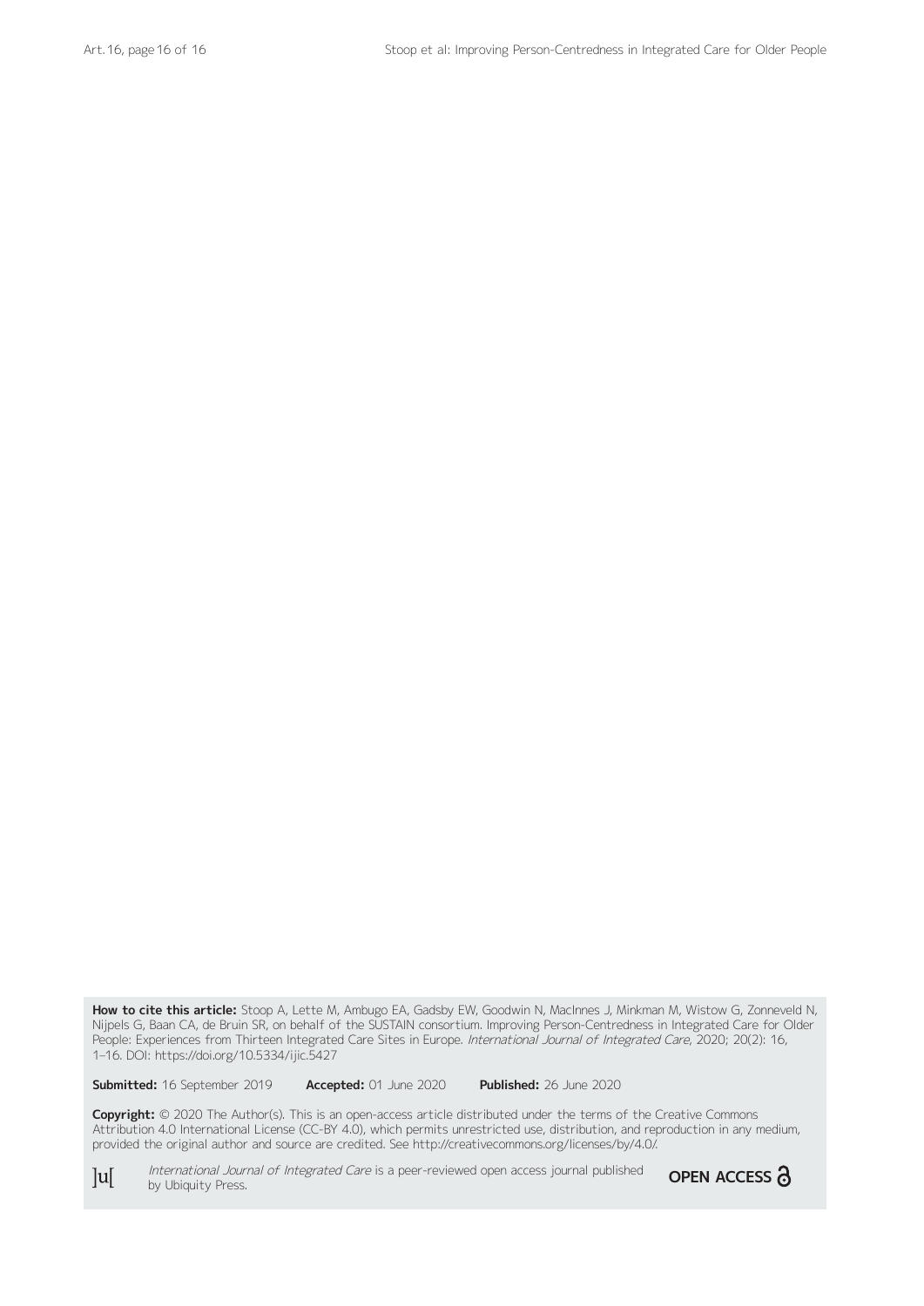**How to cite this article:** Stoop A, Lette M, Ambugo EA, Gadsby EW, Goodwin N, MacInnes J, Minkman M, Wistow G, Zonneveld N, Nijpels G, Baan CA, de Bruin SR, on behalf of the SUSTAIN consortium. Improving Person-Centredness in Integrated Care for Older People: Experiences from Thirteen Integrated Care Sites in Europe. *International Journal of Integrated Care*, 2020; 20(2): 16, 1–16. DOI: https://doi.org/10.5334/ijic.5427

**Submitted:** 16 September 2019 **Accepted:** 01 June 2020 **Published:** 26 June 2020

**Copyright:** © 2020 The Author(s). This is an open-access article distributed under the terms of the Creative Commons Attribution 4.0 International License (CC-BY 4.0), which permits unrestricted use, distribution, and reproduction in any medium, provided the original author and source are credited. See http://creativecommons.org/licenses/by/4.0/.

*International Journal of Integrated Care* is a peer-reviewed open access journal published by Ubiquity Press.

OPEN ACCESS